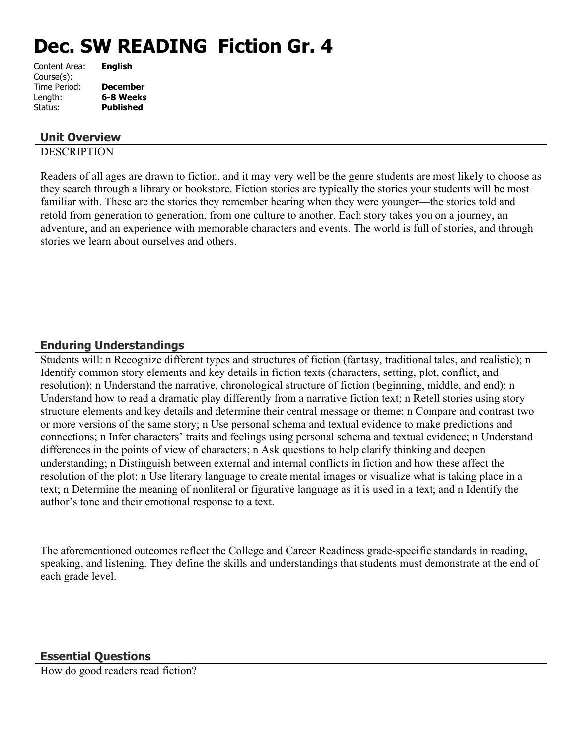# Dec. SW READING Fiction Gr. 4

Content Area: **English**
Course(s):
Time Period: **December**
Length: **6-8 Weeks**
Status: **Published**

## Unit Overview

DESCRIPTION

Readers of all ages are drawn to fiction, and it may very well be the genre students are most likely to choose as they search through a library or bookstore. Fiction stories are typically the stories your students will be most familiar with. These are the stories they remember hearing when they were younger—the stories told and retold from generation to generation, from one culture to another. Each story takes you on a journey, an adventure, and an experience with memorable characters and events. The world is full of stories, and through stories we learn about ourselves and others.

## Enduring Understandings

Students will: n Recognize different types and structures of fiction (fantasy, traditional tales, and realistic); n Identify common story elements and key details in fiction texts (characters, setting, plot, conflict, and resolution); n Understand the narrative, chronological structure of fiction (beginning, middle, and end); n Understand how to read a dramatic play differently from a narrative fiction text; n Retell stories using story structure elements and key details and determine their central message or theme; n Compare and contrast two or more versions of the same story; n Use personal schema and textual evidence to make predictions and connections; n Infer characters' traits and feelings using personal schema and textual evidence; n Understand differences in the points of view of characters; n Ask questions to help clarify thinking and deepen understanding; n Distinguish between external and internal conflicts in fiction and how these affect the resolution of the plot; n Use literary language to create mental images or visualize what is taking place in a text; n Determine the meaning of nonliteral or figurative language as it is used in a text; and n Identify the author's tone and their emotional response to a text.

The aforementioned outcomes reflect the College and Career Readiness grade-specific standards in reading, speaking, and listening. They define the skills and understandings that students must demonstrate at the end of each grade level.

## Essential Questions

How do good readers read fiction?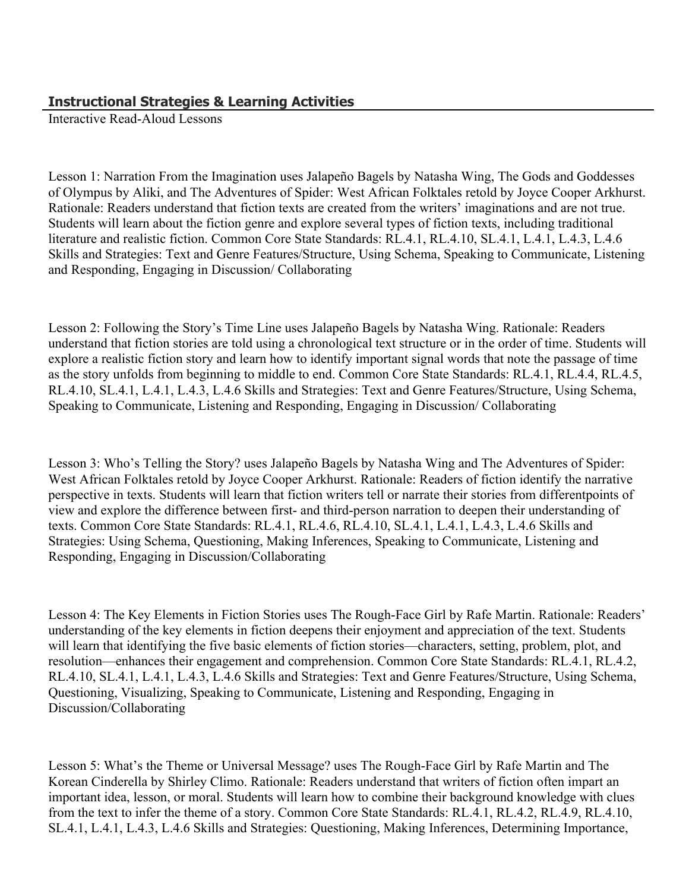## Instructional Strategies & Learning Activities

Interactive Read-Aloud Lessons

Lesson 1: Narration From the Imagination uses Jalapeño Bagels by Natasha Wing, The Gods and Goddesses of Olympus by Aliki, and The Adventures of Spider: West African Folktales retold by Joyce Cooper Arkhurst. Rationale: Readers understand that fiction texts are created from the writers' imaginations and are not true. Students will learn about the fiction genre and explore several types of fiction texts, including traditional literature and realistic fiction. Common Core State Standards: RL.4.1, RL.4.10, SL.4.1, L.4.1, L.4.3, L.4.6 Skills and Strategies: Text and Genre Features/Structure, Using Schema, Speaking to Communicate, Listening and Responding, Engaging in Discussion/ Collaborating

Lesson 2: Following the Story's Time Line uses Jalapeño Bagels by Natasha Wing. Rationale: Readers understand that fiction stories are told using a chronological text structure or in the order of time. Students will explore a realistic fiction story and learn how to identify important signal words that note the passage of time as the story unfolds from beginning to middle to end. Common Core State Standards: RL.4.1, RL.4.4, RL.4.5, RL.4.10, SL.4.1, L.4.1, L.4.3, L.4.6 Skills and Strategies: Text and Genre Features/Structure, Using Schema, Speaking to Communicate, Listening and Responding, Engaging in Discussion/ Collaborating

Lesson 3: Who's Telling the Story? uses Jalapeño Bagels by Natasha Wing and The Adventures of Spider: West African Folktales retold by Joyce Cooper Arkhurst. Rationale: Readers of fiction identify the narrative perspective in texts. Students will learn that fiction writers tell or narrate their stories from differentpoints of view and explore the difference between first- and third-person narration to deepen their understanding of texts. Common Core State Standards: RL.4.1, RL.4.6, RL.4.10, SL.4.1, L.4.1, L.4.3, L.4.6 Skills and Strategies: Using Schema, Questioning, Making Inferences, Speaking to Communicate, Listening and Responding, Engaging in Discussion/Collaborating

Lesson 4: The Key Elements in Fiction Stories uses The Rough-Face Girl by Rafe Martin. Rationale: Readers' understanding of the key elements in fiction deepens their enjoyment and appreciation of the text. Students will learn that identifying the five basic elements of fiction stories—characters, setting, problem, plot, and resolution—enhances their engagement and comprehension. Common Core State Standards: RL.4.1, RL.4.2, RL.4.10, SL.4.1, L.4.1, L.4.3, L.4.6 Skills and Strategies: Text and Genre Features/Structure, Using Schema, Questioning, Visualizing, Speaking to Communicate, Listening and Responding, Engaging in Discussion/Collaborating

Lesson 5: What's the Theme or Universal Message? uses The Rough-Face Girl by Rafe Martin and The Korean Cinderella by Shirley Climo. Rationale: Readers understand that writers of fiction often impart an important idea, lesson, or moral. Students will learn how to combine their background knowledge with clues from the text to infer the theme of a story. Common Core State Standards: RL.4.1, RL.4.2, RL.4.9, RL.4.10, SL.4.1, L.4.1, L.4.3, L.4.6 Skills and Strategies: Questioning, Making Inferences, Determining Importance,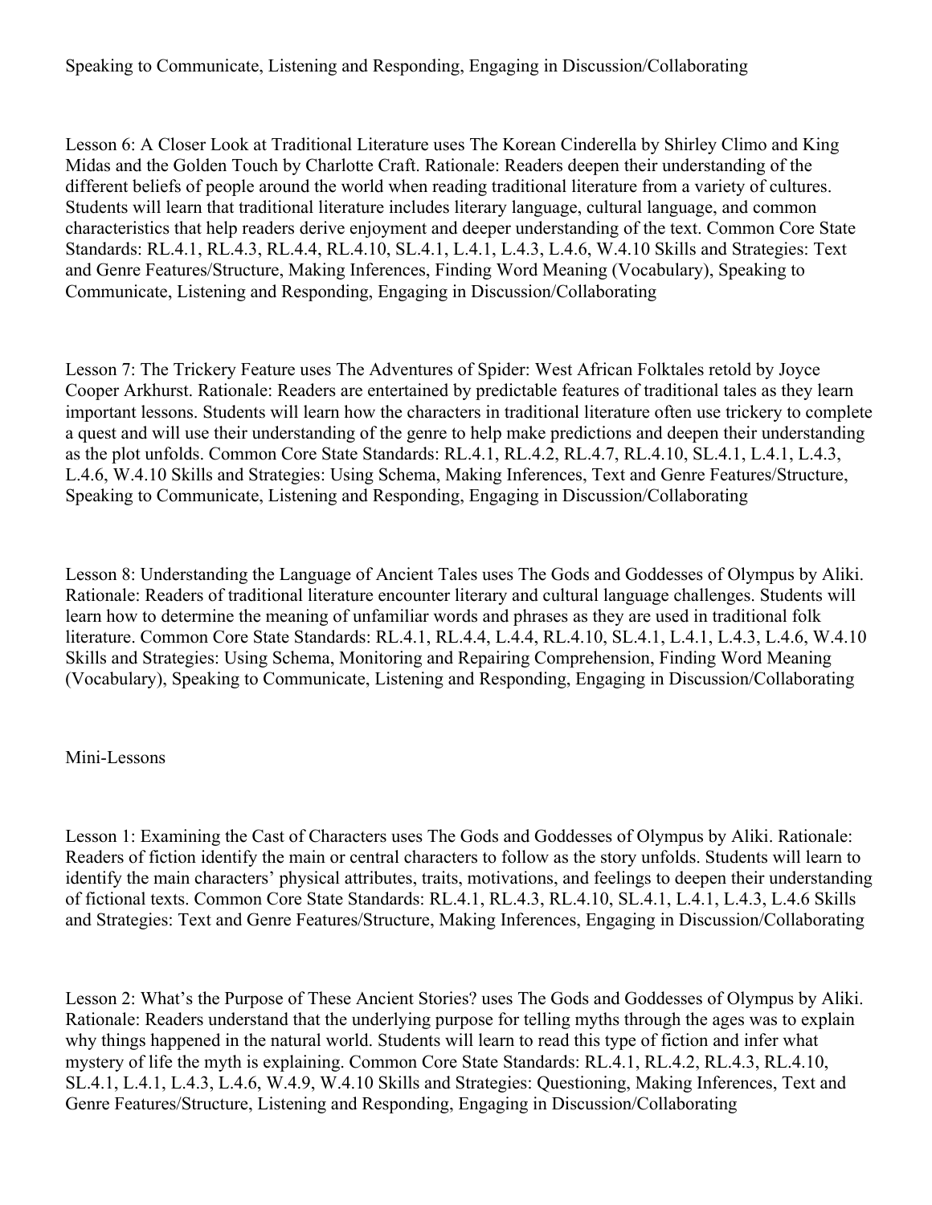Speaking to Communicate, Listening and Responding, Engaging in Discussion/Collaborating

Lesson 6: A Closer Look at Traditional Literature uses The Korean Cinderella by Shirley Climo and King Midas and the Golden Touch by Charlotte Craft. Rationale: Readers deepen their understanding of the different beliefs of people around the world when reading traditional literature from a variety of cultures. Students will learn that traditional literature includes literary language, cultural language, and common characteristics that help readers derive enjoyment and deeper understanding of the text. Common Core State Standards: RL.4.1, RL.4.3, RL.4.4, RL.4.10, SL.4.1, L.4.1, L.4.3, L.4.6, W.4.10 Skills and Strategies: Text and Genre Features/Structure, Making Inferences, Finding Word Meaning (Vocabulary), Speaking to Communicate, Listening and Responding, Engaging in Discussion/Collaborating

Lesson 7: The Trickery Feature uses The Adventures of Spider: West African Folktales retold by Joyce Cooper Arkhurst. Rationale: Readers are entertained by predictable features of traditional tales as they learn important lessons. Students will learn how the characters in traditional literature often use trickery to complete a quest and will use their understanding of the genre to help make predictions and deepen their understanding as the plot unfolds. Common Core State Standards: RL.4.1, RL.4.2, RL.4.7, RL.4.10, SL.4.1, L.4.1, L.4.3, L.4.6, W.4.10 Skills and Strategies: Using Schema, Making Inferences, Text and Genre Features/Structure, Speaking to Communicate, Listening and Responding, Engaging in Discussion/Collaborating

Lesson 8: Understanding the Language of Ancient Tales uses The Gods and Goddesses of Olympus by Aliki. Rationale: Readers of traditional literature encounter literary and cultural language challenges. Students will learn how to determine the meaning of unfamiliar words and phrases as they are used in traditional folk literature. Common Core State Standards: RL.4.1, RL.4.4, L.4.4, RL.4.10, SL.4.1, L.4.1, L.4.3, L.4.6, W.4.10 Skills and Strategies: Using Schema, Monitoring and Repairing Comprehension, Finding Word Meaning (Vocabulary), Speaking to Communicate, Listening and Responding, Engaging in Discussion/Collaborating

## Mini-Lessons

Lesson 1: Examining the Cast of Characters uses The Gods and Goddesses of Olympus by Aliki. Rationale: Readers of fiction identify the main or central characters to follow as the story unfolds. Students will learn to identify the main characters' physical attributes, traits, motivations, and feelings to deepen their understanding of fictional texts. Common Core State Standards: RL.4.1, RL.4.3, RL.4.10, SL.4.1, L.4.1, L.4.3, L.4.6 Skills and Strategies: Text and Genre Features/Structure, Making Inferences, Engaging in Discussion/Collaborating

Lesson 2: What's the Purpose of These Ancient Stories? uses The Gods and Goddesses of Olympus by Aliki. Rationale: Readers understand that the underlying purpose for telling myths through the ages was to explain why things happened in the natural world. Students will learn to read this type of fiction and infer what mystery of life the myth is explaining. Common Core State Standards: RL.4.1, RL.4.2, RL.4.3, RL.4.10, SL.4.1, L.4.1, L.4.3, L.4.6, W.4.9, W.4.10 Skills and Strategies: Questioning, Making Inferences, Text and Genre Features/Structure, Listening and Responding, Engaging in Discussion/Collaborating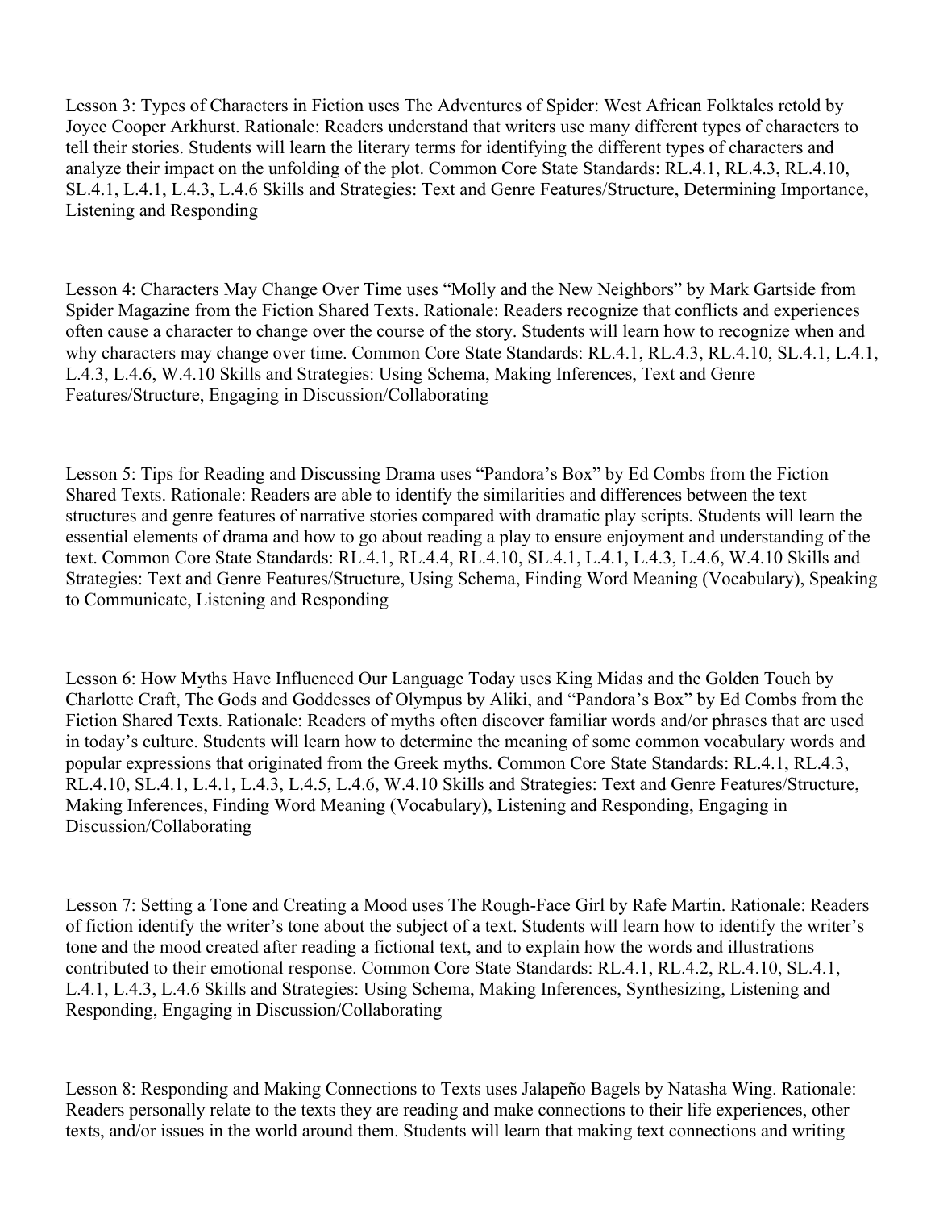Lesson 3: Types of Characters in Fiction uses The Adventures of Spider: West African Folktales retold by Joyce Cooper Arkhurst. Rationale: Readers understand that writers use many different types of characters to tell their stories. Students will learn the literary terms for identifying the different types of characters and analyze their impact on the unfolding of the plot. Common Core State Standards: RL.4.1, RL.4.3, RL.4.10, SL.4.1, L.4.1, L.4.3, L.4.6 Skills and Strategies: Text and Genre Features/Structure, Determining Importance, Listening and Responding

Lesson 4: Characters May Change Over Time uses "Molly and the New Neighbors" by Mark Gartside from Spider Magazine from the Fiction Shared Texts. Rationale: Readers recognize that conflicts and experiences often cause a character to change over the course of the story. Students will learn how to recognize when and why characters may change over time. Common Core State Standards: RL.4.1, RL.4.3, RL.4.10, SL.4.1, L.4.1, L.4.3, L.4.6, W.4.10 Skills and Strategies: Using Schema, Making Inferences, Text and Genre Features/Structure, Engaging in Discussion/Collaborating

Lesson 5: Tips for Reading and Discussing Drama uses "Pandora's Box" by Ed Combs from the Fiction Shared Texts. Rationale: Readers are able to identify the similarities and differences between the text structures and genre features of narrative stories compared with dramatic play scripts. Students will learn the essential elements of drama and how to go about reading a play to ensure enjoyment and understanding of the text. Common Core State Standards: RL.4.1, RL.4.4, RL.4.10, SL.4.1, L.4.1, L.4.3, L.4.6, W.4.10 Skills and Strategies: Text and Genre Features/Structure, Using Schema, Finding Word Meaning (Vocabulary), Speaking to Communicate, Listening and Responding

Lesson 6: How Myths Have Influenced Our Language Today uses King Midas and the Golden Touch by Charlotte Craft, The Gods and Goddesses of Olympus by Aliki, and "Pandora's Box" by Ed Combs from the Fiction Shared Texts. Rationale: Readers of myths often discover familiar words and/or phrases that are used in today's culture. Students will learn how to determine the meaning of some common vocabulary words and popular expressions that originated from the Greek myths. Common Core State Standards: RL.4.1, RL.4.3, RL.4.10, SL.4.1, L.4.1, L.4.3, L.4.5, L.4.6, W.4.10 Skills and Strategies: Text and Genre Features/Structure, Making Inferences, Finding Word Meaning (Vocabulary), Listening and Responding, Engaging in Discussion/Collaborating

Lesson 7: Setting a Tone and Creating a Mood uses The Rough-Face Girl by Rafe Martin. Rationale: Readers of fiction identify the writer's tone about the subject of a text. Students will learn how to identify the writer's tone and the mood created after reading a fictional text, and to explain how the words and illustrations contributed to their emotional response. Common Core State Standards: RL.4.1, RL.4.2, RL.4.10, SL.4.1, L.4.1, L.4.3, L.4.6 Skills and Strategies: Using Schema, Making Inferences, Synthesizing, Listening and Responding, Engaging in Discussion/Collaborating

Lesson 8: Responding and Making Connections to Texts uses Jalapeño Bagels by Natasha Wing. Rationale: Readers personally relate to the texts they are reading and make connections to their life experiences, other texts, and/or issues in the world around them. Students will learn that making text connections and writing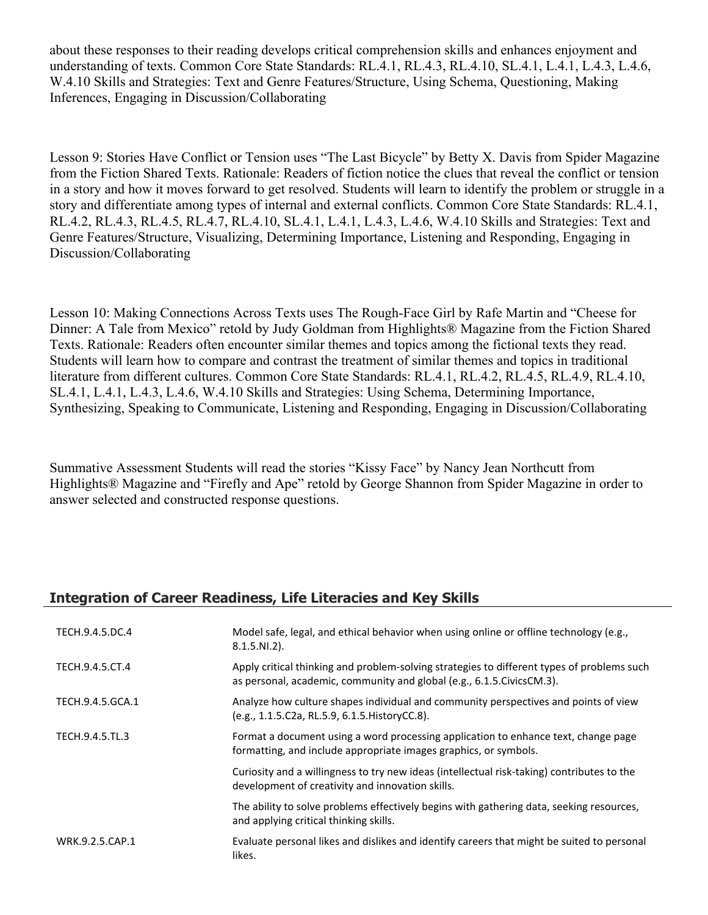about these responses to their reading develops critical comprehension skills and enhances enjoyment and understanding of texts. Common Core State Standards: RL.4.1, RL.4.3, RL.4.10, SL.4.1, L.4.1, L.4.3, L.4.6, W.4.10 Skills and Strategies: Text and Genre Features/Structure, Using Schema, Questioning, Making Inferences, Engaging in Discussion/Collaborating

Lesson 9: Stories Have Conflict or Tension uses "The Last Bicycle" by Betty X. Davis from Spider Magazine from the Fiction Shared Texts. Rationale: Readers of fiction notice the clues that reveal the conflict or tension in a story and how it moves forward to get resolved. Students will learn to identify the problem or struggle in a story and differentiate among types of internal and external conflicts. Common Core State Standards: RL.4.1, RL.4.2, RL.4.3, RL.4.5, RL.4.7, RL.4.10, SL.4.1, L.4.1, L.4.3, L.4.6, W.4.10 Skills and Strategies: Text and Genre Features/Structure, Visualizing, Determining Importance, Listening and Responding, Engaging in Discussion/Collaborating

Lesson 10: Making Connections Across Texts uses The Rough-Face Girl by Rafe Martin and "Cheese for Dinner: A Tale from Mexico" retold by Judy Goldman from Highlights® Magazine from the Fiction Shared Texts. Rationale: Readers often encounter similar themes and topics among the fictional texts they read. Students will learn how to compare and contrast the treatment of similar themes and topics in traditional literature from different cultures. Common Core State Standards: RL.4.1, RL.4.2, RL.4.5, RL.4.9, RL.4.10, SL.4.1, L.4.1, L.4.3, L.4.6, W.4.10 Skills and Strategies: Using Schema, Determining Importance, Synthesizing, Speaking to Communicate, Listening and Responding, Engaging in Discussion/Collaborating

Summative Assessment Students will read the stories "Kissy Face" by Nancy Jean Northcutt from Highlights® Magazine and "Firefly and Ape" retold by George Shannon from Spider Magazine in order to answer selected and constructed response questions.

## Integration of Career Readiness, Life Literacies and Key Skills

| | |
|---|---|
| TECH.9.4.5.DC.4 | Model safe, legal, and ethical behavior when using online or offline technology (e.g., 8.1.5.NI.2). |
| TECH.9.4.5.CT.4 | Apply critical thinking and problem-solving strategies to different types of problems such as personal, academic, community and global (e.g., 6.1.5.CivicsCM.3). |
| TECH.9.4.5.GCA.1 | Analyze how culture shapes individual and community perspectives and points of view (e.g., 1.1.5.C2a, RL.5.9, 6.1.5.HistoryCC.8). |
| TECH.9.4.5.TL.3 | Format a document using a word processing application to enhance text, change page formatting, and include appropriate images graphics, or symbols. |
| | Curiosity and a willingness to try new ideas (intellectual risk-taking) contributes to the development of creativity and innovation skills. |
| | The ability to solve problems effectively begins with gathering data, seeking resources, and applying critical thinking skills. |
| WRK.9.2.5.CAP.1 | Evaluate personal likes and dislikes and identify careers that might be suited to personal likes. |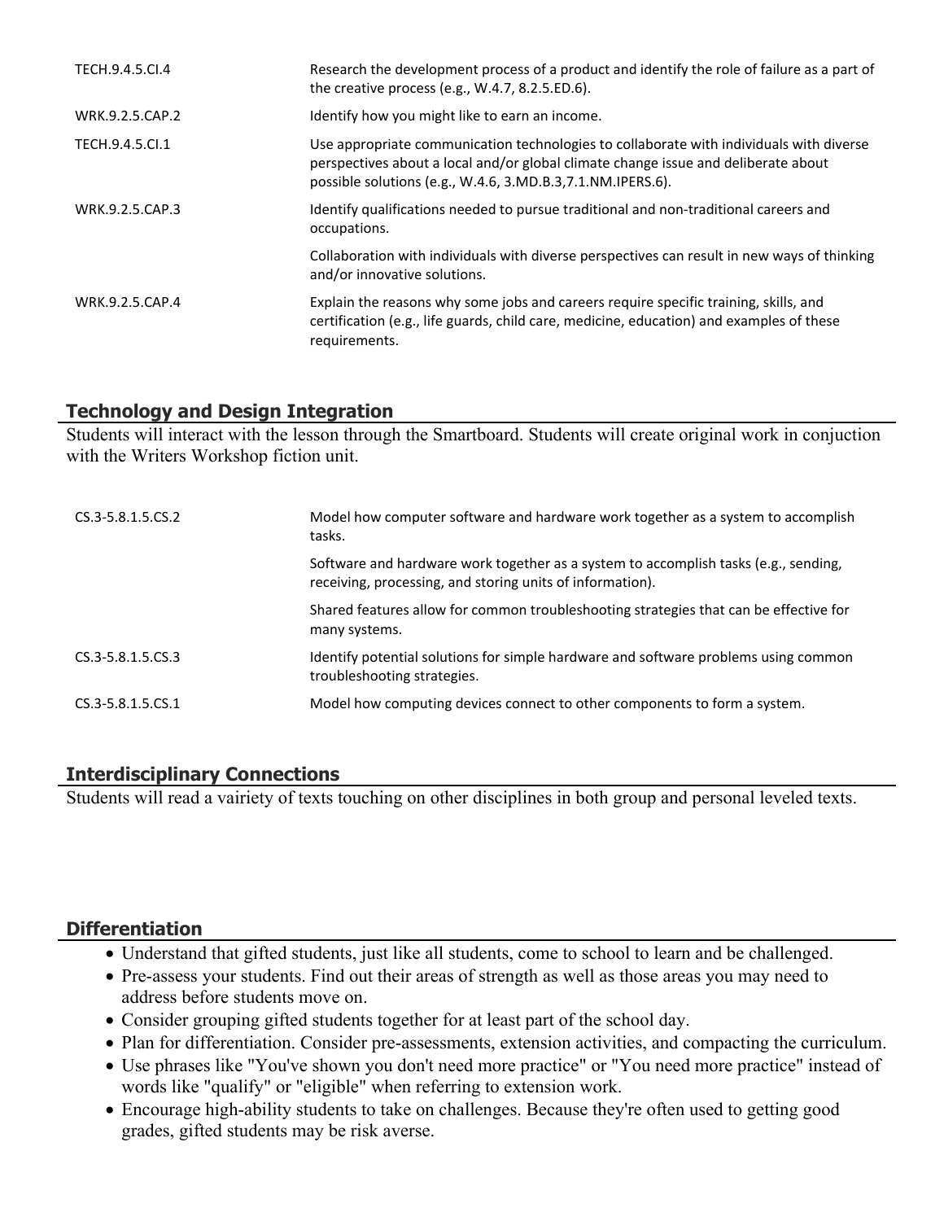| | |
|---|---|
| TECH.9.4.5.CI.4 | Research the development process of a product and identify the role of failure as a part of the creative process (e.g., W.4.7, 8.2.5.ED.6). |
| WRK.9.2.5.CAP.2 | Identify how you might like to earn an income. |
| TECH.9.4.5.CI.1 | Use appropriate communication technologies to collaborate with individuals with diverse perspectives about a local and/or global climate change issue and deliberate about possible solutions (e.g., W.4.6, 3.MD.B.3,7.1.NM.IPERS.6). |
| WRK.9.2.5.CAP.3 | Identify qualifications needed to pursue traditional and non-traditional careers and occupations. |
| | Collaboration with individuals with diverse perspectives can result in new ways of thinking and/or innovative solutions. |
| WRK.9.2.5.CAP.4 | Explain the reasons why some jobs and careers require specific training, skills, and certification (e.g., life guards, child care, medicine, education) and examples of these requirements. |

## Technology and Design Integration

Students will interact with the lesson through the Smartboard. Students will create original work in conjuction with the Writers Workshop fiction unit.

| | |
|---|---|
| CS.3-5.8.1.5.CS.2 | Model how computer software and hardware work together as a system to accomplish tasks. |
| | Software and hardware work together as a system to accomplish tasks (e.g., sending, receiving, processing, and storing units of information). |
| | Shared features allow for common troubleshooting strategies that can be effective for many systems. |
| CS.3-5.8.1.5.CS.3 | Identify potential solutions for simple hardware and software problems using common troubleshooting strategies. |
| CS.3-5.8.1.5.CS.1 | Model how computing devices connect to other components to form a system. |

## Interdisciplinary Connections

Students will read a vairiety of texts touching on other disciplines in both group and personal leveled texts.

## Differentiation

- Understand that gifted students, just like all students, come to school to learn and be challenged.
- Pre-assess your students. Find out their areas of strength as well as those areas you may need to address before students move on.
- Consider grouping gifted students together for at least part of the school day.
- Plan for differentiation. Consider pre-assessments, extension activities, and compacting the curriculum.
- Use phrases like "You've shown you don't need more practice" or "You need more practice" instead of words like "qualify" or "eligible" when referring to extension work.
- Encourage high-ability students to take on challenges. Because they're often used to getting good grades, gifted students may be risk averse.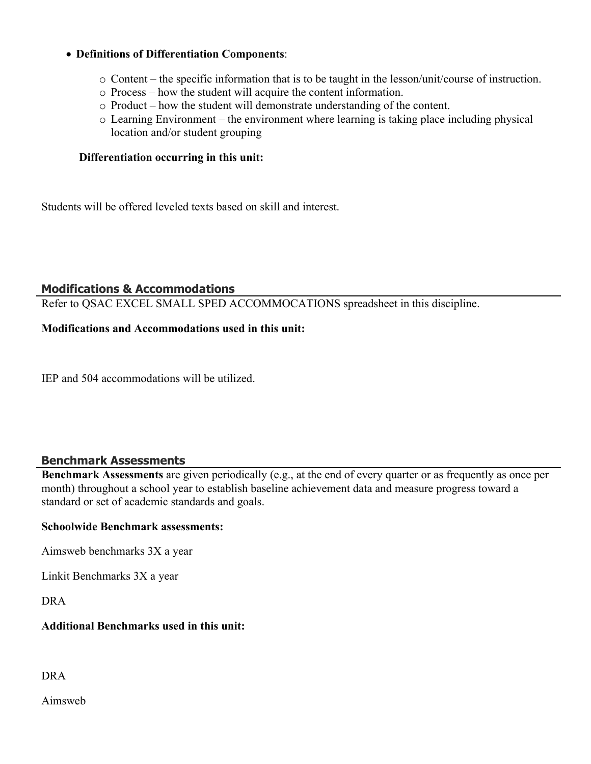- **Definitions of Differentiation Components**:
  - Content – the specific information that is to be taught in the lesson/unit/course of instruction.
  - Process – how the student will acquire the content information.
  - Product – how the student will demonstrate understanding of the content.
  - Learning Environment – the environment where learning is taking place including physical location and/or student grouping

**Differentiation occurring in this unit:**

Students will be offered leveled texts based on skill and interest.

## Modifications & Accommodations

Refer to QSAC EXCEL SMALL SPED ACCOMMOCATIONS spreadsheet in this discipline.

**Modifications and Accommodations used in this unit:**

IEP and 504 accommodations will be utilized.

## Benchmark Assessments

**Benchmark Assessments** are given periodically (e.g., at the end of every quarter or as frequently as once per month) throughout a school year to establish baseline achievement data and measure progress toward a standard or set of academic standards and goals.

**Schoolwide Benchmark assessments:**

Aimsweb benchmarks 3X a year

Linkit Benchmarks 3X a year

DRA

**Additional Benchmarks used in this unit:**

DRA

Aimsweb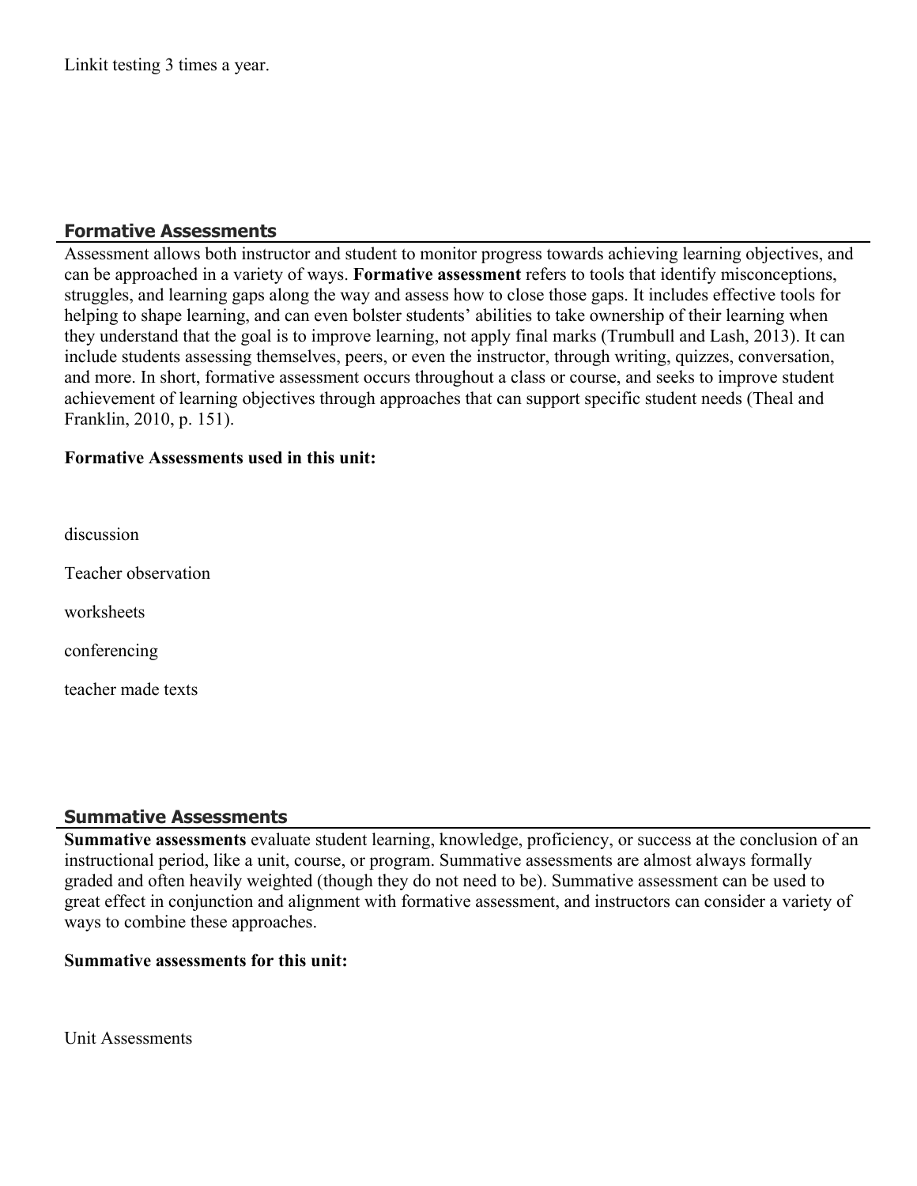Linkit testing 3 times a year.

## Formative Assessments

Assessment allows both instructor and student to monitor progress towards achieving learning objectives, and can be approached in a variety of ways. **Formative assessment** refers to tools that identify misconceptions, struggles, and learning gaps along the way and assess how to close those gaps. It includes effective tools for helping to shape learning, and can even bolster students' abilities to take ownership of their learning when they understand that the goal is to improve learning, not apply final marks (Trumbull and Lash, 2013). It can include students assessing themselves, peers, or even the instructor, through writing, quizzes, conversation, and more. In short, formative assessment occurs throughout a class or course, and seeks to improve student achievement of learning objectives through approaches that can support specific student needs (Theal and Franklin, 2010, p. 151).

**Formative Assessments used in this unit:**

discussion

Teacher observation

worksheets

conferencing

teacher made texts

## Summative Assessments

**Summative assessments** evaluate student learning, knowledge, proficiency, or success at the conclusion of an instructional period, like a unit, course, or program. Summative assessments are almost always formally graded and often heavily weighted (though they do not need to be). Summative assessment can be used to great effect in conjunction and alignment with formative assessment, and instructors can consider a variety of ways to combine these approaches.

**Summative assessments for this unit:**

Unit Assessments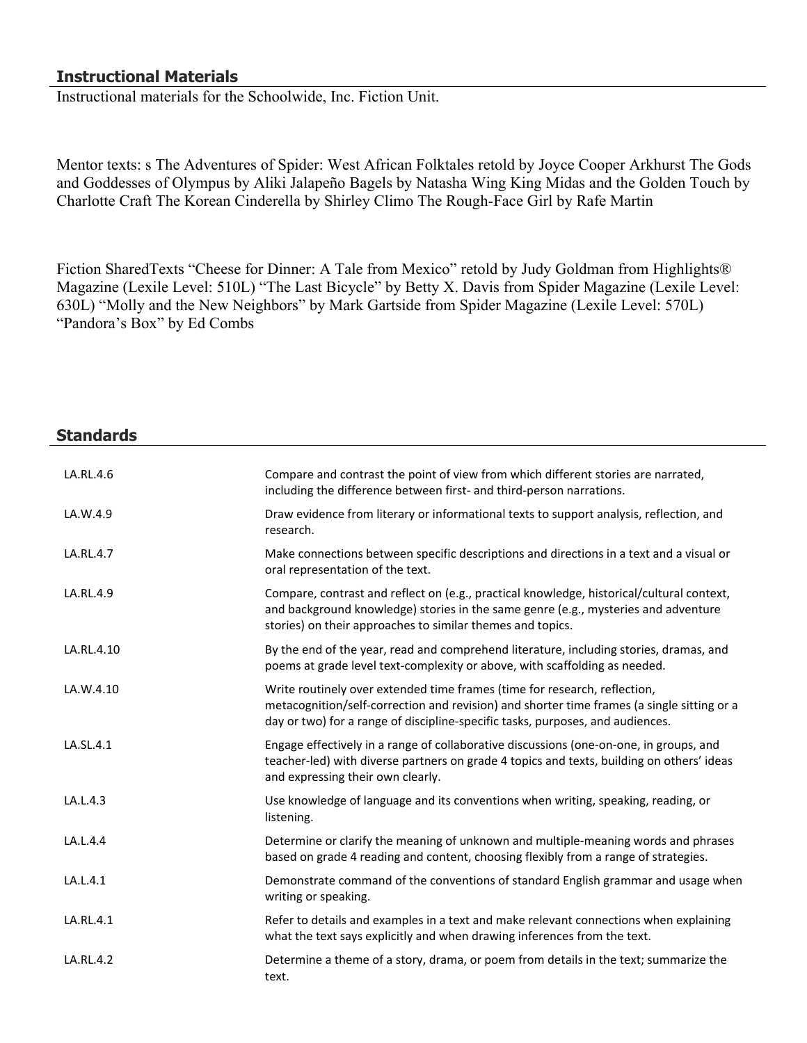## Instructional Materials

Instructional materials for the Schoolwide, Inc. Fiction Unit.

Mentor texts: s The Adventures of Spider: West African Folktales retold by Joyce Cooper Arkhurst The Gods and Goddesses of Olympus by Aliki Jalapeño Bagels by Natasha Wing King Midas and the Golden Touch by Charlotte Craft The Korean Cinderella by Shirley Climo The Rough-Face Girl by Rafe Martin

Fiction SharedTexts "Cheese for Dinner: A Tale from Mexico" retold by Judy Goldman from Highlights® Magazine (Lexile Level: 510L) "The Last Bicycle" by Betty X. Davis from Spider Magazine (Lexile Level: 630L) "Molly and the New Neighbors" by Mark Gartside from Spider Magazine (Lexile Level: 570L) "Pandora's Box" by Ed Combs

## Standards

| | |
|---|---|
| LA.RL.4.6 | Compare and contrast the point of view from which different stories are narrated, including the difference between first- and third-person narrations. |
| LA.W.4.9 | Draw evidence from literary or informational texts to support analysis, reflection, and research. |
| LA.RL.4.7 | Make connections between specific descriptions and directions in a text and a visual or oral representation of the text. |
| LA.RL.4.9 | Compare, contrast and reflect on (e.g., practical knowledge, historical/cultural context, and background knowledge) stories in the same genre (e.g., mysteries and adventure stories) on their approaches to similar themes and topics. |
| LA.RL.4.10 | By the end of the year, read and comprehend literature, including stories, dramas, and poems at grade level text-complexity or above, with scaffolding as needed. |
| LA.W.4.10 | Write routinely over extended time frames (time for research, reflection, metacognition/self-correction and revision) and shorter time frames (a single sitting or a day or two) for a range of discipline-specific tasks, purposes, and audiences. |
| LA.SL.4.1 | Engage effectively in a range of collaborative discussions (one-on-one, in groups, and teacher-led) with diverse partners on grade 4 topics and texts, building on others' ideas and expressing their own clearly. |
| LA.L.4.3 | Use knowledge of language and its conventions when writing, speaking, reading, or listening. |
| LA.L.4.4 | Determine or clarify the meaning of unknown and multiple-meaning words and phrases based on grade 4 reading and content, choosing flexibly from a range of strategies. |
| LA.L.4.1 | Demonstrate command of the conventions of standard English grammar and usage when writing or speaking. |
| LA.RL.4.1 | Refer to details and examples in a text and make relevant connections when explaining what the text says explicitly and when drawing inferences from the text. |
| LA.RL.4.2 | Determine a theme of a story, drama, or poem from details in the text; summarize the text. |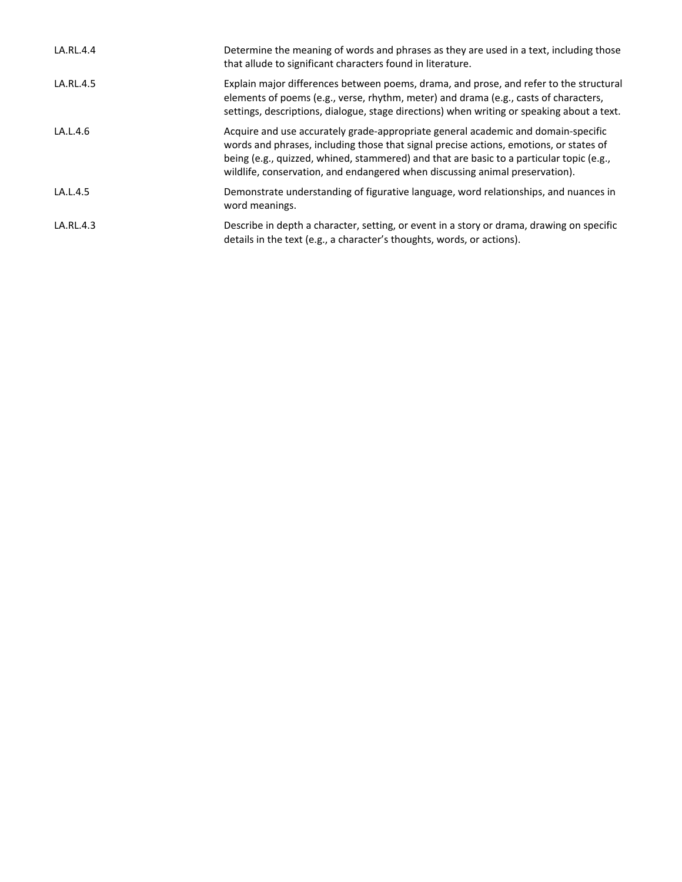| | |
|---|---|
| LA.RL.4.4 | Determine the meaning of words and phrases as they are used in a text, including those that allude to significant characters found in literature. |
| LA.RL.4.5 | Explain major differences between poems, drama, and prose, and refer to the structural elements of poems (e.g., verse, rhythm, meter) and drama (e.g., casts of characters, settings, descriptions, dialogue, stage directions) when writing or speaking about a text. |
| LA.L.4.6 | Acquire and use accurately grade-appropriate general academic and domain-specific words and phrases, including those that signal precise actions, emotions, or states of being (e.g., quizzed, whined, stammered) and that are basic to a particular topic (e.g., wildlife, conservation, and endangered when discussing animal preservation). |
| LA.L.4.5 | Demonstrate understanding of figurative language, word relationships, and nuances in word meanings. |
| LA.RL.4.3 | Describe in depth a character, setting, or event in a story or drama, drawing on specific details in the text (e.g., a character's thoughts, words, or actions). |